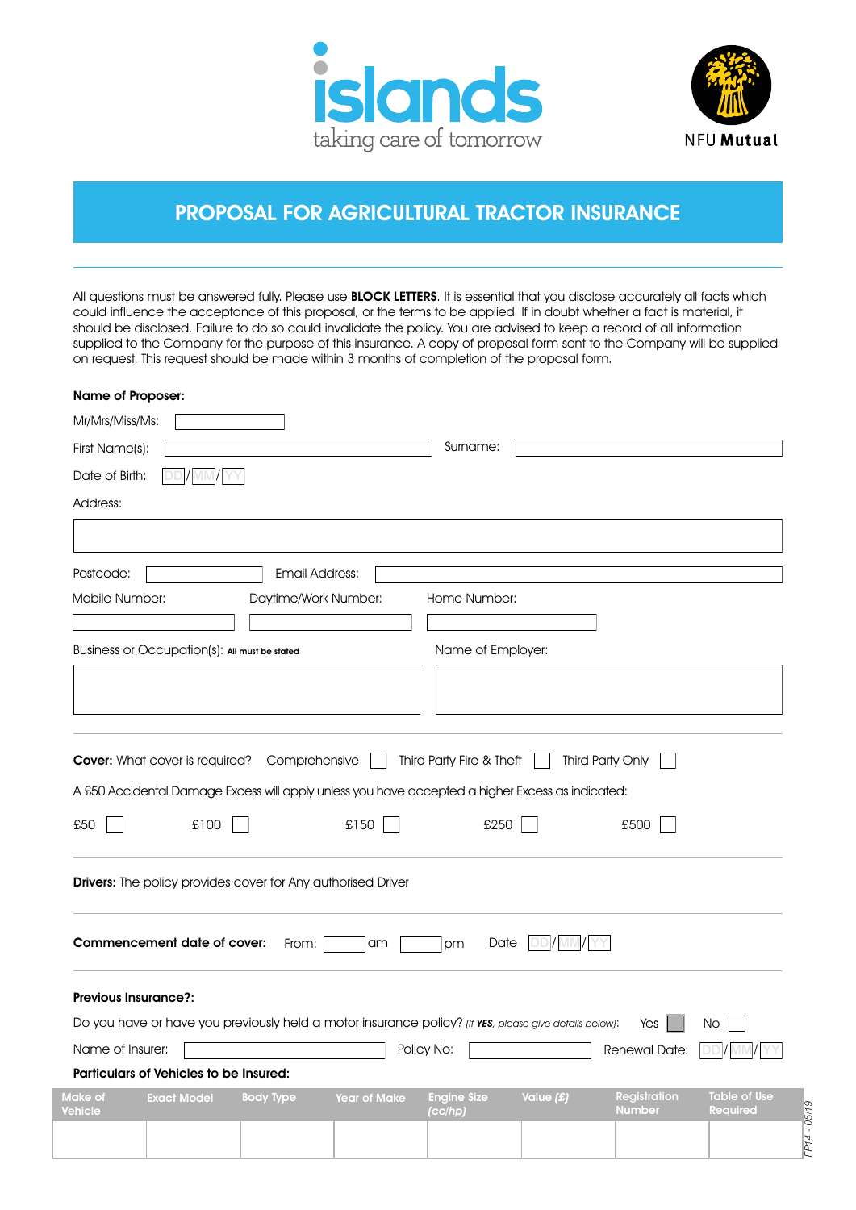islands
taking care of tomorrow

NFU Mutual

# PROPOSAL FOR AGRICULTURAL TRACTOR INSURANCE

All questions must be answered fully. Please use **BLOCK LETTERS**. It is essential that you disclose accurately all facts which could influence the acceptance of this proposal, or the terms to be applied. If in doubt whether a fact is material, it should be disclosed. Failure to do so could invalidate the policy. You are advised to keep a record of all information supplied to the Company for the purpose of this insurance. A copy of proposal form sent to the Company will be supplied on request. This request should be made within 3 months of completion of the proposal form.

**Name of Proposer:**

Mr/Mrs/Miss/Ms:

First Name(s): Surname:

Date of Birth: DD/MM/YY

Address:

Postcode: Email Address:

Mobile Number: Daytime/Work Number: Home Number:

Business or Occupation(s): All must be stated Name of Employer:

**Cover:** What cover is required? Comprehensive ☐ Third Party Fire & Theft ☐ Third Party Only ☐

A £50 Accidental Damage Excess will apply unless you have accepted a higher Excess as indicated:

£50 ☐ £100 ☐ £150 ☐ £250 ☐ £500 ☐

**Drivers:** The policy provides cover for Any authorised Driver

**Commencement date of cover:** From: am pm Date DD/MM/YY

**Previous Insurance?:**

Do you have or have you previously held a motor insurance policy? *(If **YES**, please give details below)*: Yes ☐ No ☐

Name of Insurer: Policy No: Renewal Date: DD/MM/YY

**Particulars of Vehicles to be Insured:**

| Make of Vehicle | Exact Model | Body Type | Year of Make | Engine Size *(cc/hp)* | Value *(£)* | Registration Number | Table of Use Required |
|---|---|---|---|---|---|---|---|
| | | | | | | | |

FP14 - 05/19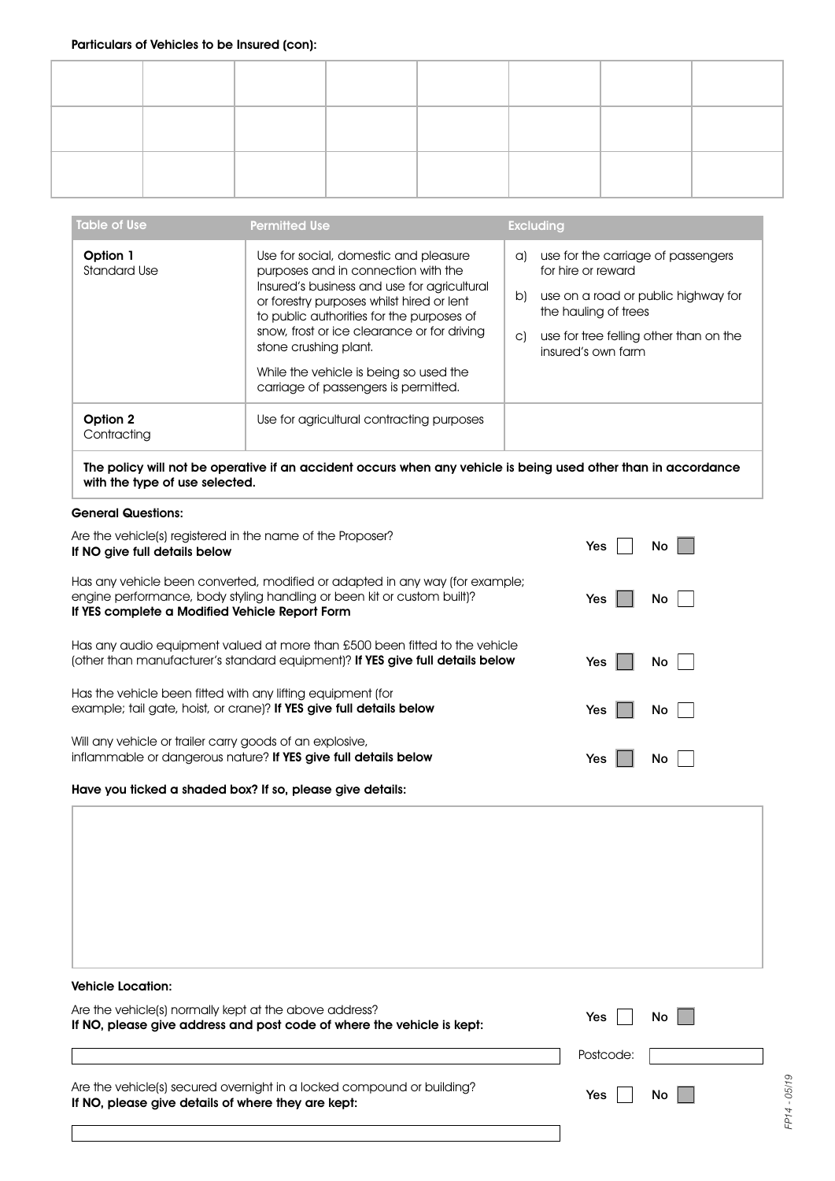**Particulars of Vehicles to be Insured (con):**

| | | | | | | | |
|---|---|---|---|---|---|---|---|
| | | | | | | | |
| | | | | | | | |
| | | | | | | | |

| Table of Use | Permitted Use | Excluding |
|---|---|---|
| **Option 1** Standard Use | Use for social, domestic and pleasure purposes and in connection with the Insured's business and use for agricultural or forestry purposes whilst hired or lent to public authorities for the purposes of snow, frost or ice clearance or for driving stone crushing plant. While the vehicle is being so used the carriage of passengers is permitted. | a) use for the carriage of passengers for hire or reward b) use on a road or public highway for the hauling of trees c) use for tree felling other than on the insured's own farm |
| **Option 2** Contracting | Use for agricultural contracting purposes | |

**The policy will not be operative if an accident occurs when any vehicle is being used other than in accordance with the type of use selected.**

**General Questions:**

Are the vehicle(s) registered in the name of the Proposer? **If NO give full details below** — Yes ☐ No ☐

Has any vehicle been converted, modified or adapted in any way (for example; engine performance, body styling handling or been kit or custom built)? **If YES complete a Modified Vehicle Report Form** — Yes ☐ No ☐

Has any audio equipment valued at more than £500 been fitted to the vehicle (other than manufacturer's standard equipment)? **If YES give full details below** — Yes ☐ No ☐

Has the vehicle been fitted with any lifting equipment (for example; tail gate, hoist, or crane)? **If YES give full details below** — Yes ☐ No ☐

Will any vehicle or trailer carry goods of an explosive, inflammable or dangerous nature? **If YES give full details below** — Yes ☐ No ☐

**Have you ticked a shaded box? If so, please give details:**

**Vehicle Location:**

Are the vehicle(s) normally kept at the above address? **If NO, please give address and post code of where the vehicle is kept:** — Yes ☐ No ☐

Postcode:

Are the vehicle(s) secured overnight in a locked compound or building? **If NO, please give details of where they are kept:** — Yes ☐ No ☐

FP14 - 05/19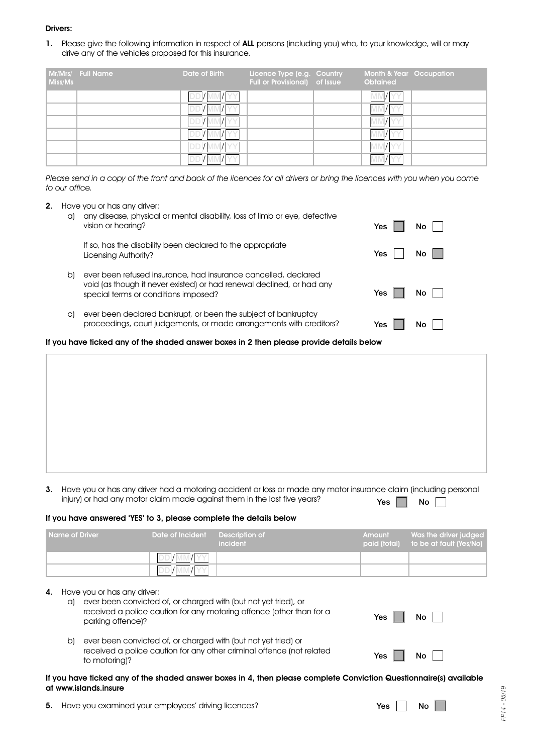**Drivers:**

1. Please give the following information in respect of **ALL** persons (including you) who, to your knowledge, will or may drive any of the vehicles proposed for this insurance.

| Mr/Mrs/ Miss/Ms | Full Name | Date of Birth | Licence Type (e.g. Full or Provisional) | Country of Issue | Month & Year Obtained | Occupation |
|---|---|---|---|---|---|---|
| | | DD/MM/YY | | | MM/YY | |
| | | DD/MM/YY | | | MM/YY | |
| | | DD/MM/YY | | | MM/YY | |
| | | DD/MM/YY | | | MM/YY | |
| | | DD/MM/YY | | | MM/YY | |
| | | DD/MM/YY | | | MM/YY | |

*Please send in a copy of the front and back of the licences for all drivers or bring the licences with you when you come to our office.*

2. Have you or has any driver:
   a) any disease, physical or mental disability, loss of limb or eye, defective vision or hearing? Yes ☐ No ☐

      If so, has the disability been declared to the appropriate Licensing Authority? Yes ☐ No ☐

   b) ever been refused insurance, had insurance cancelled, declared void (as though it never existed) or had renewal declined, or had any special terms or conditions imposed? Yes ☐ No ☐

   c) ever been declared bankrupt, or been the subject of bankruptcy proceedings, court judgements, or made arrangements with creditors? Yes ☐ No ☐

**If you have ticked any of the shaded answer boxes in 2 then please provide details below**

3. Have you or has any driver had a motoring accident or loss or made any motor insurance claim (including personal injury) or had any motor claim made against them in the last five years? Yes ☐ No ☐

**If you have answered 'YES' to 3, please complete the details below**

| Name of Driver | Date of Incident | Description of incident | Amount paid (total) | Was the driver judged to be at fault (Yes/No) |
|---|---|---|---|---|
| | DD/MM/YY | | | |
| | DD/MM/YY | | | |

4. Have you or has any driver:
   a) ever been convicted of, or charged with (but not yet tried), or received a police caution for any motoring offence (other than for a parking offence)? Yes ☐ No ☐

   b) ever been convicted of, or charged with (but not yet tried) or received a police caution for any other criminal offence (not related to motoring)? Yes ☐ No ☐

**If you have ticked any of the shaded answer boxes in 4, then please complete Conviction Questionnaire(s) available at www.islands.insure**

5. Have you examined your employees' driving licences? Yes ☐ No ☐

FP14 - 05/19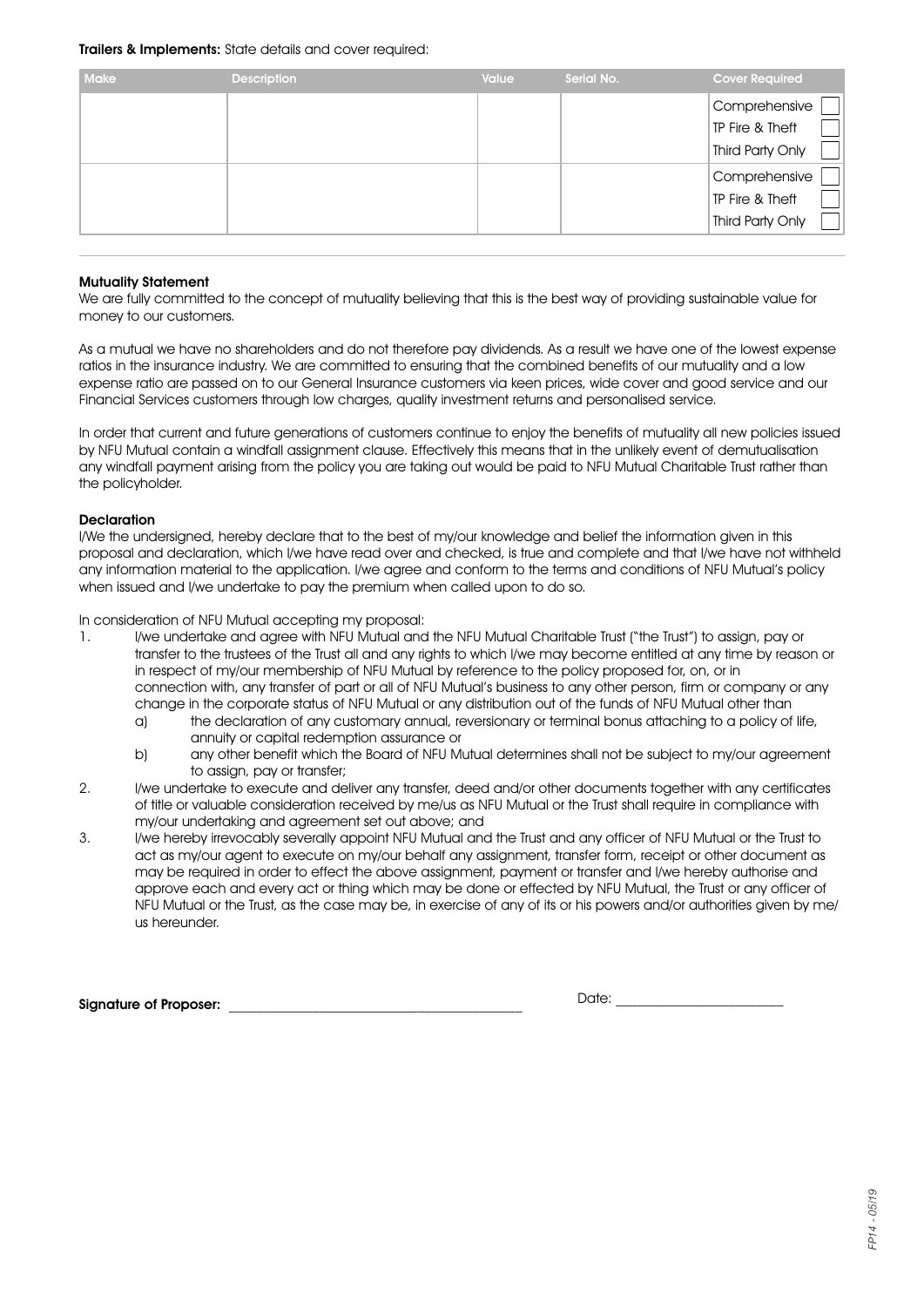**Trailers & Implements:** State details and cover required:

| Make | Description | Value | Serial No. | Cover Required |
| --- | --- | --- | --- | --- |
| | | | | Comprehensive ☐<br>TP Fire & Theft ☐<br>Third Party Only ☐ |
| | | | | Comprehensive ☐<br>TP Fire & Theft ☐<br>Third Party Only ☐ |

### Mutuality Statement

We are fully committed to the concept of mutuality believing that this is the best way of providing sustainable value for money to our customers.

As a mutual we have no shareholders and do not therefore pay dividends. As a result we have one of the lowest expense ratios in the insurance industry. We are committed to ensuring that the combined benefits of our mutuality and a low expense ratio are passed on to our General Insurance customers via keen prices, wide cover and good service and our Financial Services customers through low charges, quality investment returns and personalised service.

In order that current and future generations of customers continue to enjoy the benefits of mutuality all new policies issued by NFU Mutual contain a windfall assignment clause. Effectively this means that in the unlikely event of demutualisation any windfall payment arising from the policy you are taking out would be paid to NFU Mutual Charitable Trust rather than the policyholder.

### Declaration

I/We the undersigned, hereby declare that to the best of my/our knowledge and belief the information given in this proposal and declaration, which I/we have read over and checked, is true and complete and that I/we have not withheld any information material to the application. I/we agree and conform to the terms and conditions of NFU Mutual's policy when issued and I/we undertake to pay the premium when called upon to do so.

In consideration of NFU Mutual accepting my proposal:

1. I/we undertake and agree with NFU Mutual and the NFU Mutual Charitable Trust ("the Trust") to assign, pay or transfer to the trustees of the Trust all and any rights to which I/we may become entitled at any time by reason or in respect of my/our membership of NFU Mutual by reference to the policy proposed for, on, or in connection with, any transfer of part or all of NFU Mutual's business to any other person, firm or company or any change in the corporate status of NFU Mutual or any distribution out of the funds of NFU Mutual other than
   a) the declaration of any customary annual, reversionary or terminal bonus attaching to a policy of life, annuity or capital redemption assurance or
   b) any other benefit which the Board of NFU Mutual determines shall not be subject to my/our agreement to assign, pay or transfer;
2. I/we undertake to execute and deliver any transfer, deed and/or other documents together with any certificates of title or valuable consideration received by me/us as NFU Mutual or the Trust shall require in compliance with my/our undertaking and agreement set out above; and
3. I/we hereby irrevocably severally appoint NFU Mutual and the Trust and any officer of NFU Mutual or the Trust to act as my/our agent to execute on my/our behalf any assignment, transfer form, receipt or other document as may be required in order to effect the above assignment, payment or transfer and I/we hereby authorise and approve each and every act or thing which may be done or effected by NFU Mutual, the Trust or any officer of NFU Mutual or the Trust, as the case may be, in exercise of any of its or his powers and/or authorities given by me/us hereunder.

**Signature of Proposer:** ______________________________ Date: ____________________

FP14 - 05/19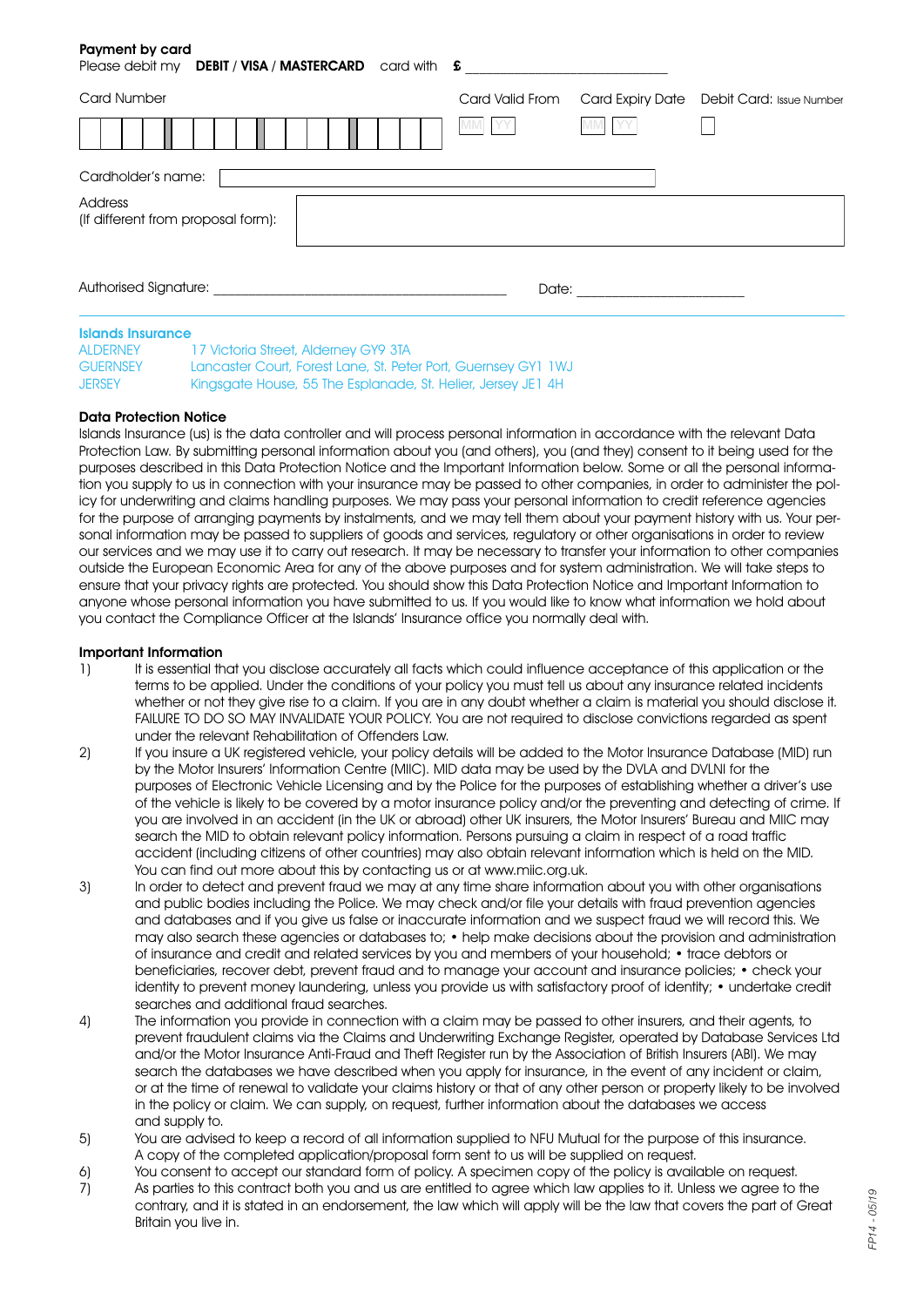**Payment by card**

Please debit my **DEBIT / VISA / MASTERCARD** card with **£** ____________________

| Card Number | Card Valid From | Card Expiry Date | Debit Card: Issue Number |
| --- | --- | --- | --- |
| | MM YY | MM YY | |

Cardholder's name: ____________________

Address
(If different from proposal form): ____________________

Authorised Signature: ____________________ Date: ____________________

**Islands Insurance**

ALDERNEY 17 Victoria Street, Alderney GY9 3TA
GUERNSEY Lancaster Court, Forest Lane, St. Peter Port, Guernsey GY1 1WJ
JERSEY Kingsgate House, 55 The Esplanade, St. Helier, Jersey JE1 4H

**Data Protection Notice**

Islands Insurance (us) is the data controller and will process personal information in accordance with the relevant Data Protection Law. By submitting personal information about you (and others), you (and they) consent to it being used for the purposes described in this Data Protection Notice and the Important Information below. Some or all the personal information you supply to us in connection with your insurance may be passed to other companies, in order to administer the policy for underwriting and claims handling purposes. We may pass your personal information to credit reference agencies for the purpose of arranging payments by instalments, and we may tell them about your payment history with us. Your personal information may be passed to suppliers of goods and services, regulatory or other organisations in order to review our services and we may use it to carry out research. It may be necessary to transfer your information to other companies outside the European Economic Area for any of the above purposes and for system administration. We will take steps to ensure that your privacy rights are protected. You should show this Data Protection Notice and Important Information to anyone whose personal information you have submitted to us. If you would like to know what information we hold about you contact the Compliance Officer at the Islands' Insurance office you normally deal with.

**Important Information**

1) It is essential that you disclose accurately all facts which could influence acceptance of this application or the terms to be applied. Under the conditions of your policy you must tell us about any insurance related incidents whether or not they give rise to a claim. If you are in any doubt whether a claim is material you should disclose it. FAILURE TO DO SO MAY INVALIDATE YOUR POLICY. You are not required to disclose convictions regarded as spent under the relevant Rehabilitation of Offenders Law.
2) If you insure a UK registered vehicle, your policy details will be added to the Motor Insurance Database (MID) run by the Motor Insurers' Information Centre (MIIC). MID data may be used by the DVLA and DVLNI for the purposes of Electronic Vehicle Licensing and by the Police for the purposes of establishing whether a driver's use of the vehicle is likely to be covered by a motor insurance policy and/or the preventing and detecting of crime. If you are involved in an accident (in the UK or abroad) other UK insurers, the Motor Insurers' Bureau and MIIC may search the MID to obtain relevant policy information. Persons pursuing a claim in respect of a road traffic accident (including citizens of other countries) may also obtain relevant information which is held on the MID. You can find out more about this by contacting us or at www.miic.org.uk.
3) In order to detect and prevent fraud we may at any time share information about you with other organisations and public bodies including the Police. We may check and/or file your details with fraud prevention agencies and databases and if you give us false or inaccurate information and we suspect fraud we will record this. We may also search these agencies or databases to; • help make decisions about the provision and administration of insurance and credit and related services by you and members of your household; • trace debtors or beneficiaries, recover debt, prevent fraud and to manage your account and insurance policies; • check your identity to prevent money laundering, unless you provide us with satisfactory proof of identity; • undertake credit searches and additional fraud searches.
4) The information you provide in connection with a claim may be passed to other insurers, and their agents, to prevent fraudulent claims via the Claims and Underwriting Exchange Register, operated by Database Services Ltd and/or the Motor Insurance Anti-Fraud and Theft Register run by the Association of British Insurers (ABI). We may search the databases we have described when you apply for insurance, in the event of any incident or claim, or at the time of renewal to validate your claims history or that of any other person or property likely to be involved in the policy or claim. We can supply, on request, further information about the databases we access and supply to.
5) You are advised to keep a record of all information supplied to NFU Mutual for the purpose of this insurance. A copy of the completed application/proposal form sent to us will be supplied on request.
6) You consent to accept our standard form of policy. A specimen copy of the policy is available on request.
7) As parties to this contract both you and us are entitled to agree which law applies to it. Unless we agree to the contrary, and it is stated in an endorsement, the law which will apply will be the law that covers the part of Great Britain you live in.

FP14 - 05/19